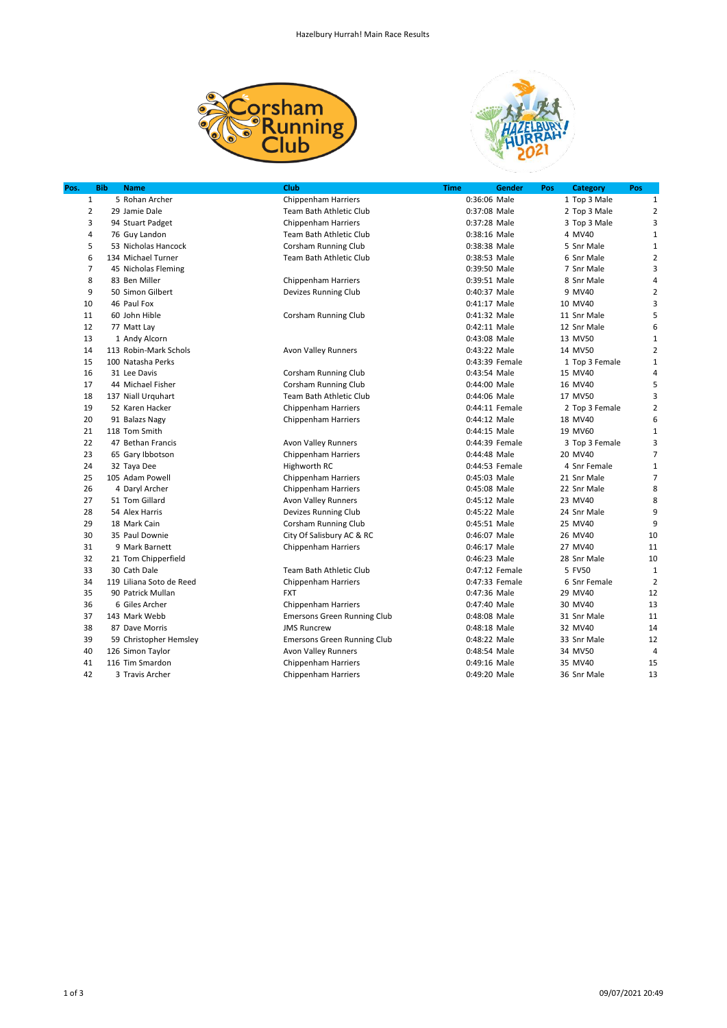# Hazelbury Hurrah! Main Race Results

| Pos. | Bib | Name | Club | Time | Gender | Pos | Category | Pos |
|---|---|---|---|---|---|---|---|---|
| 1 | 5 | Rohan Archer | Chippenham Harriers | 0:36:06 | Male | 1 | Top 3 Male | 1 |
| 2 | 29 | Jamie Dale | Team Bath Athletic Club | 0:37:08 | Male | 2 | Top 3 Male | 2 |
| 3 | 94 | Stuart Padget | Chippenham Harriers | 0:37:28 | Male | 3 | Top 3 Male | 3 |
| 4 | 76 | Guy Landon | Team Bath Athletic Club | 0:38:16 | Male | 4 | MV40 | 1 |
| 5 | 53 | Nicholas Hancock | Corsham Running Club | 0:38:38 | Male | 5 | Snr Male | 1 |
| 6 | 134 | Michael Turner | Team Bath Athletic Club | 0:38:53 | Male | 6 | Snr Male | 2 |
| 7 | 45 | Nicholas Fleming | | 0:39:50 | Male | 7 | Snr Male | 3 |
| 8 | 83 | Ben Miller | Chippenham Harriers | 0:39:51 | Male | 8 | Snr Male | 4 |
| 9 | 50 | Simon Gilbert | Devizes Running Club | 0:40:37 | Male | 9 | MV40 | 2 |
| 10 | 46 | Paul Fox | | 0:41:17 | Male | 10 | MV40 | 3 |
| 11 | 60 | John Hible | Corsham Running Club | 0:41:32 | Male | 11 | Snr Male | 5 |
| 12 | 77 | Matt Lay | | 0:42:11 | Male | 12 | Snr Male | 6 |
| 13 | 1 | Andy Alcorn | | 0:43:08 | Male | 13 | MV50 | 1 |
| 14 | 113 | Robin-Mark Schols | Avon Valley Runners | 0:43:22 | Male | 14 | MV50 | 2 |
| 15 | 100 | Natasha Perks | | 0:43:39 | Female | 1 | Top 3 Female | 1 |
| 16 | 31 | Lee Davis | Corsham Running Club | 0:43:54 | Male | 15 | MV40 | 4 |
| 17 | 44 | Michael Fisher | Corsham Running Club | 0:44:00 | Male | 16 | MV40 | 5 |
| 18 | 137 | Niall Urquhart | Team Bath Athletic Club | 0:44:06 | Male | 17 | MV50 | 3 |
| 19 | 52 | Karen Hacker | Chippenham Harriers | 0:44:11 | Female | 2 | Top 3 Female | 2 |
| 20 | 91 | Balazs Nagy | Chippenham Harriers | 0:44:12 | Male | 18 | MV40 | 6 |
| 21 | 118 | Tom Smith | | 0:44:15 | Male | 19 | MV60 | 1 |
| 22 | 47 | Bethan Francis | Avon Valley Runners | 0:44:39 | Female | 3 | Top 3 Female | 3 |
| 23 | 65 | Gary Ibbotson | Chippenham Harriers | 0:44:48 | Male | 20 | MV40 | 7 |
| 24 | 32 | Taya Dee | Highworth RC | 0:44:53 | Female | 4 | Snr Female | 1 |
| 25 | 105 | Adam Powell | Chippenham Harriers | 0:45:03 | Male | 21 | Snr Male | 7 |
| 26 | 4 | Daryl Archer | Chippenham Harriers | 0:45:08 | Male | 22 | Snr Male | 8 |
| 27 | 51 | Tom Gillard | Avon Valley Runners | 0:45:12 | Male | 23 | MV40 | 8 |
| 28 | 54 | Alex Harris | Devizes Running Club | 0:45:22 | Male | 24 | Snr Male | 9 |
| 29 | 18 | Mark Cain | Corsham Running Club | 0:45:51 | Male | 25 | MV40 | 9 |
| 30 | 35 | Paul Downie | City Of Salisbury AC & RC | 0:46:07 | Male | 26 | MV40 | 10 |
| 31 | 9 | Mark Barnett | Chippenham Harriers | 0:46:17 | Male | 27 | MV40 | 11 |
| 32 | 21 | Tom Chipperfield | | 0:46:23 | Male | 28 | Snr Male | 10 |
| 33 | 30 | Cath Dale | Team Bath Athletic Club | 0:47:12 | Female | 5 | FV50 | 1 |
| 34 | 119 | Liliana Soto de Reed | Chippenham Harriers | 0:47:33 | Female | 6 | Snr Female | 2 |
| 35 | 90 | Patrick Mullan | FXT | 0:47:36 | Male | 29 | MV40 | 12 |
| 36 | 6 | Giles Archer | Chippenham Harriers | 0:47:40 | Male | 30 | MV40 | 13 |
| 37 | 143 | Mark Webb | Emersons Green Running Club | 0:48:08 | Male | 31 | Snr Male | 11 |
| 38 | 87 | Dave Morris | JMS Runcrew | 0:48:18 | Male | 32 | MV40 | 14 |
| 39 | 59 | Christopher Hemsley | Emersons Green Running Club | 0:48:22 | Male | 33 | Snr Male | 12 |
| 40 | 126 | Simon Taylor | Avon Valley Runners | 0:48:54 | Male | 34 | MV50 | 4 |
| 41 | 116 | Tim Smardon | Chippenham Harriers | 0:49:16 | Male | 35 | MV40 | 15 |
| 42 | 3 | Travis Archer | Chippenham Harriers | 0:49:20 | Male | 36 | Snr Male | 13 |

09/07/2021 20:49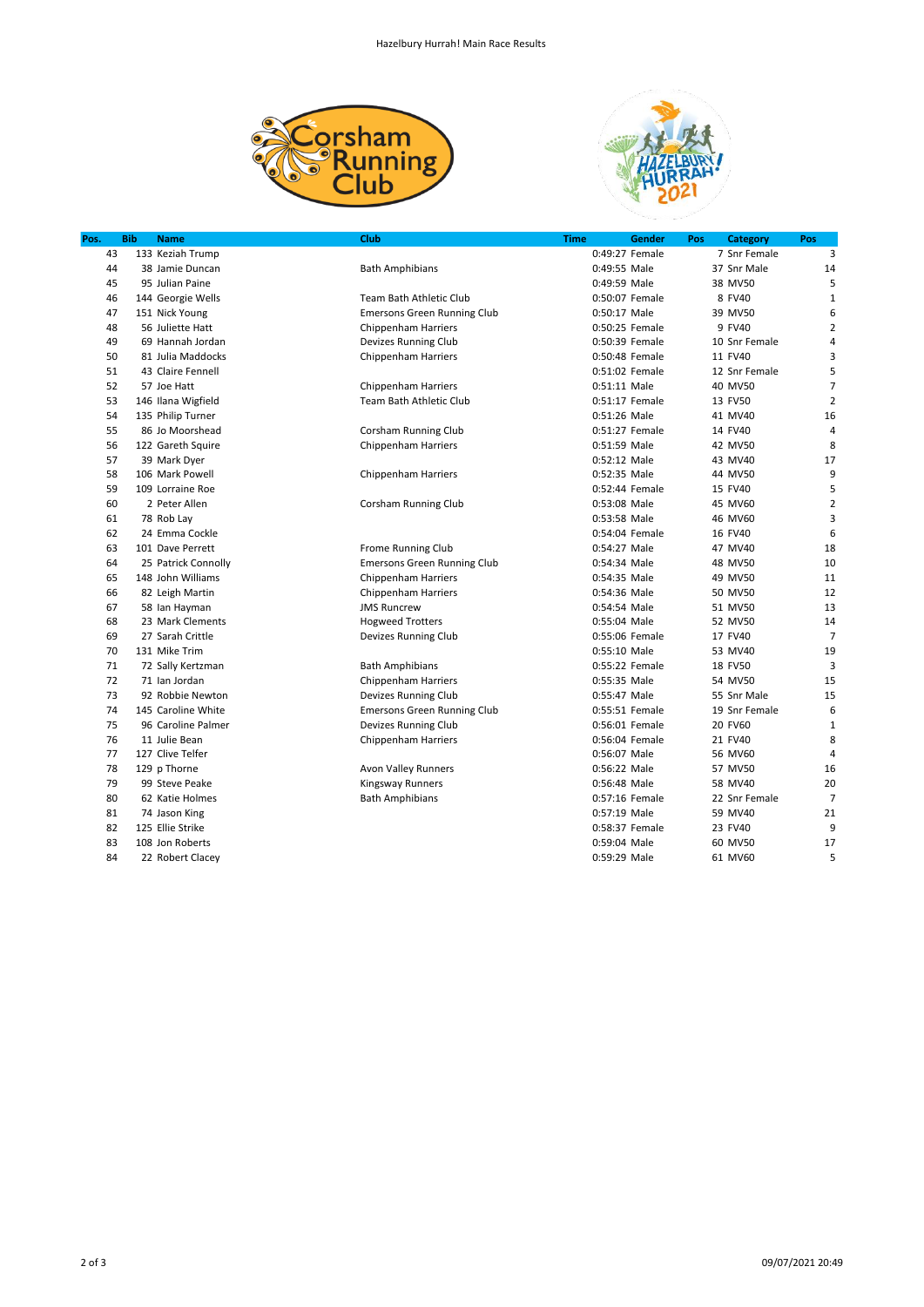Hazelbury Hurrah! Main Race Results

| Pos. | Bib | Name | Club | Time | Gender | Pos | Category | Pos |
|---|---|---|---|---|---|---|---|---|
| 43 | 133 | Keziah Trump | | 0:49:27 | Female | 7 | Snr Female | 3 |
| 44 | 38 | Jamie Duncan | Bath Amphibians | 0:49:55 | Male | 37 | Snr Male | 14 |
| 45 | 95 | Julian Paine | | 0:49:59 | Male | 38 | MV50 | 5 |
| 46 | 144 | Georgie Wells | Team Bath Athletic Club | 0:50:07 | Female | 8 | FV40 | 1 |
| 47 | 151 | Nick Young | Emersons Green Running Club | 0:50:17 | Male | 39 | MV50 | 6 |
| 48 | 56 | Juliette Hatt | Chippenham Harriers | 0:50:25 | Female | 9 | FV40 | 2 |
| 49 | 69 | Hannah Jordan | Devizes Running Club | 0:50:39 | Female | 10 | Snr Female | 4 |
| 50 | 81 | Julia Maddocks | Chippenham Harriers | 0:50:48 | Female | 11 | FV40 | 3 |
| 51 | 43 | Claire Fennell | | 0:51:02 | Female | 12 | Snr Female | 5 |
| 52 | 57 | Joe Hatt | Chippenham Harriers | 0:51:11 | Male | 40 | MV50 | 7 |
| 53 | 146 | Ilana Wigfield | Team Bath Athletic Club | 0:51:17 | Female | 13 | FV50 | 2 |
| 54 | 135 | Philip Turner | | 0:51:26 | Male | 41 | MV40 | 16 |
| 55 | 86 | Jo Moorshead | Corsham Running Club | 0:51:27 | Female | 14 | FV40 | 4 |
| 56 | 122 | Gareth Squire | Chippenham Harriers | 0:51:59 | Male | 42 | MV50 | 8 |
| 57 | 39 | Mark Dyer | | 0:52:12 | Male | 43 | MV40 | 17 |
| 58 | 106 | Mark Powell | Chippenham Harriers | 0:52:35 | Male | 44 | MV50 | 9 |
| 59 | 109 | Lorraine Roe | | 0:52:44 | Female | 15 | FV40 | 5 |
| 60 | 2 | Peter Allen | Corsham Running Club | 0:53:08 | Male | 45 | MV60 | 2 |
| 61 | 78 | Rob Lay | | 0:53:58 | Male | 46 | MV60 | 3 |
| 62 | 24 | Emma Cockle | | 0:54:04 | Female | 16 | FV40 | 6 |
| 63 | 101 | Dave Perrett | Frome Running Club | 0:54:27 | Male | 47 | MV40 | 18 |
| 64 | 25 | Patrick Connolly | Emersons Green Running Club | 0:54:34 | Male | 48 | MV50 | 10 |
| 65 | 148 | John Williams | Chippenham Harriers | 0:54:35 | Male | 49 | MV50 | 11 |
| 66 | 82 | Leigh Martin | Chippenham Harriers | 0:54:36 | Male | 50 | MV50 | 12 |
| 67 | 58 | Ian Hayman | JMS Runcrew | 0:54:54 | Male | 51 | MV50 | 13 |
| 68 | 23 | Mark Clements | Hogweed Trotters | 0:55:04 | Male | 52 | MV50 | 14 |
| 69 | 27 | Sarah Crittle | Devizes Running Club | 0:55:06 | Female | 17 | FV40 | 7 |
| 70 | 131 | Mike Trim | | 0:55:10 | Male | 53 | MV40 | 19 |
| 71 | 72 | Sally Kertzman | Bath Amphibians | 0:55:22 | Female | 18 | FV50 | 3 |
| 72 | 71 | Ian Jordan | Chippenham Harriers | 0:55:35 | Male | 54 | MV50 | 15 |
| 73 | 92 | Robbie Newton | Devizes Running Club | 0:55:47 | Male | 55 | Snr Male | 15 |
| 74 | 145 | Caroline White | Emersons Green Running Club | 0:55:51 | Female | 19 | Snr Female | 6 |
| 75 | 96 | Caroline Palmer | Devizes Running Club | 0:56:01 | Female | 20 | FV60 | 1 |
| 76 | 11 | Julie Bean | Chippenham Harriers | 0:56:04 | Female | 21 | FV40 | 8 |
| 77 | 127 | Clive Telfer | | 0:56:07 | Male | 56 | MV60 | 4 |
| 78 | 129 | p Thorne | Avon Valley Runners | 0:56:22 | Male | 57 | MV50 | 16 |
| 79 | 99 | Steve Peake | Kingsway Runners | 0:56:48 | Male | 58 | MV40 | 20 |
| 80 | 62 | Katie Holmes | Bath Amphibians | 0:57:16 | Female | 22 | Snr Female | 7 |
| 81 | 74 | Jason King | | 0:57:19 | Male | 59 | MV40 | 21 |
| 82 | 125 | Ellie Strike | | 0:58:37 | Female | 23 | FV40 | 9 |
| 83 | 108 | Jon Roberts | | 0:59:04 | Male | 60 | MV50 | 17 |
| 84 | 22 | Robert Clacey | | 0:59:29 | Male | 61 | MV60 | 5 |

09/07/2021 20:49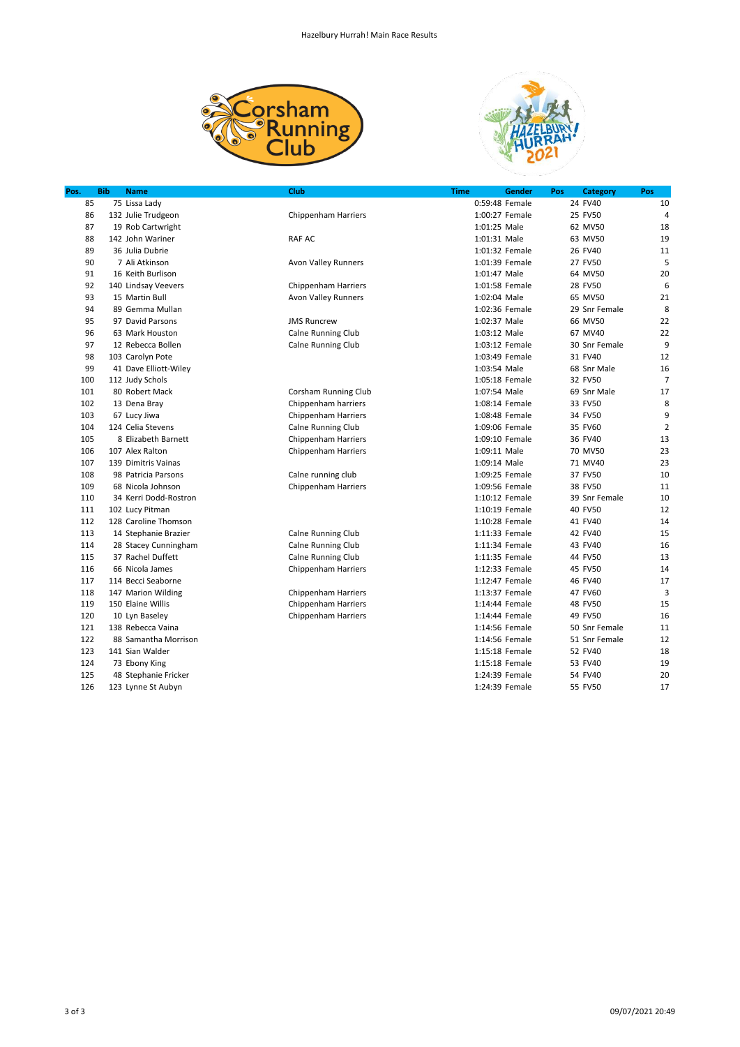| Pos. | Bib | Name | Club | Time | Gender | Pos | Category | Pos |
|---|---|---|---|---|---|---|---|---|
| 85 | 75 | Lissa Lady | | 0:59:48 | Female | 24 | FV40 | 10 |
| 86 | 132 | Julie Trudgeon | Chippenham Harriers | 1:00:27 | Female | 25 | FV50 | 4 |
| 87 | 19 | Rob Cartwright | | 1:01:25 | Male | 62 | MV50 | 18 |
| 88 | 142 | John Wariner | RAF AC | 1:01:31 | Male | 63 | MV50 | 19 |
| 89 | 36 | Julia Dubrie | | 1:01:32 | Female | 26 | FV40 | 11 |
| 90 | 7 | Ali Atkinson | Avon Valley Runners | 1:01:39 | Female | 27 | FV50 | 5 |
| 91 | 16 | Keith Burlison | | 1:01:47 | Male | 64 | MV50 | 20 |
| 92 | 140 | Lindsay Veevers | Chippenham Harriers | 1:01:58 | Female | 28 | FV50 | 6 |
| 93 | 15 | Martin Bull | Avon Valley Runners | 1:02:04 | Male | 65 | MV50 | 21 |
| 94 | 89 | Gemma Mullan | | 1:02:36 | Female | 29 | Snr Female | 8 |
| 95 | 97 | David Parsons | JMS Runcrew | 1:02:37 | Male | 66 | MV50 | 22 |
| 96 | 63 | Mark Houston | Calne Running Club | 1:03:12 | Male | 67 | MV40 | 22 |
| 97 | 12 | Rebecca Bollen | Calne Running Club | 1:03:12 | Female | 30 | Snr Female | 9 |
| 98 | 103 | Carolyn Pote | | 1:03:49 | Female | 31 | FV40 | 12 |
| 99 | 41 | Dave Elliott-Wiley | | 1:03:54 | Male | 68 | Snr Male | 16 |
| 100 | 112 | Judy Schols | | 1:05:18 | Female | 32 | FV50 | 7 |
| 101 | 80 | Robert Mack | Corsham Running Club | 1:07:54 | Male | 69 | Snr Male | 17 |
| 102 | 13 | Dena Bray | Chippenham harriers | 1:08:14 | Female | 33 | FV50 | 8 |
| 103 | 67 | Lucy Jiwa | Chippenham Harriers | 1:08:48 | Female | 34 | FV50 | 9 |
| 104 | 124 | Celia Stevens | Calne Running Club | 1:09:06 | Female | 35 | FV60 | 2 |
| 105 | 8 | Elizabeth Barnett | Chippenham Harriers | 1:09:10 | Female | 36 | FV40 | 13 |
| 106 | 107 | Alex Ralton | Chippenham Harriers | 1:09:11 | Male | 70 | MV50 | 23 |
| 107 | 139 | Dimitris Vainas | | 1:09:14 | Male | 71 | MV40 | 23 |
| 108 | 98 | Patricia Parsons | Calne running club | 1:09:25 | Female | 37 | FV50 | 10 |
| 109 | 68 | Nicola Johnson | Chippenham Harriers | 1:09:56 | Female | 38 | FV50 | 11 |
| 110 | 34 | Kerri Dodd-Rostron | | 1:10:12 | Female | 39 | Snr Female | 10 |
| 111 | 102 | Lucy Pitman | | 1:10:19 | Female | 40 | FV50 | 12 |
| 112 | 128 | Caroline Thomson | | 1:10:28 | Female | 41 | FV40 | 14 |
| 113 | 14 | Stephanie Brazier | Calne Running Club | 1:11:33 | Female | 42 | FV40 | 15 |
| 114 | 28 | Stacey Cunningham | Calne Running Club | 1:11:34 | Female | 43 | FV40 | 16 |
| 115 | 37 | Rachel Duffett | Calne Running Club | 1:11:35 | Female | 44 | FV50 | 13 |
| 116 | 66 | Nicola James | Chippenham Harriers | 1:12:33 | Female | 45 | FV50 | 14 |
| 117 | 114 | Becci Seaborne | | 1:12:47 | Female | 46 | FV40 | 17 |
| 118 | 147 | Marion Wilding | Chippenham Harriers | 1:13:37 | Female | 47 | FV60 | 3 |
| 119 | 150 | Elaine Willis | Chippenham Harriers | 1:14:44 | Female | 48 | FV50 | 15 |
| 120 | 10 | Lyn Baseley | Chippenham Harriers | 1:14:44 | Female | 49 | FV50 | 16 |
| 121 | 138 | Rebecca Vaina | | 1:14:56 | Female | 50 | Snr Female | 11 |
| 122 | 88 | Samantha Morrison | | 1:14:56 | Female | 51 | Snr Female | 12 |
| 123 | 141 | Sian Walder | | 1:15:18 | Female | 52 | FV40 | 18 |
| 124 | 73 | Ebony King | | 1:15:18 | Female | 53 | FV40 | 19 |
| 125 | 48 | Stephanie Fricker | | 1:24:39 | Female | 54 | FV40 | 20 |
| 126 | 123 | Lynne St Aubyn | | 1:24:39 | Female | 55 | FV50 | 17 |